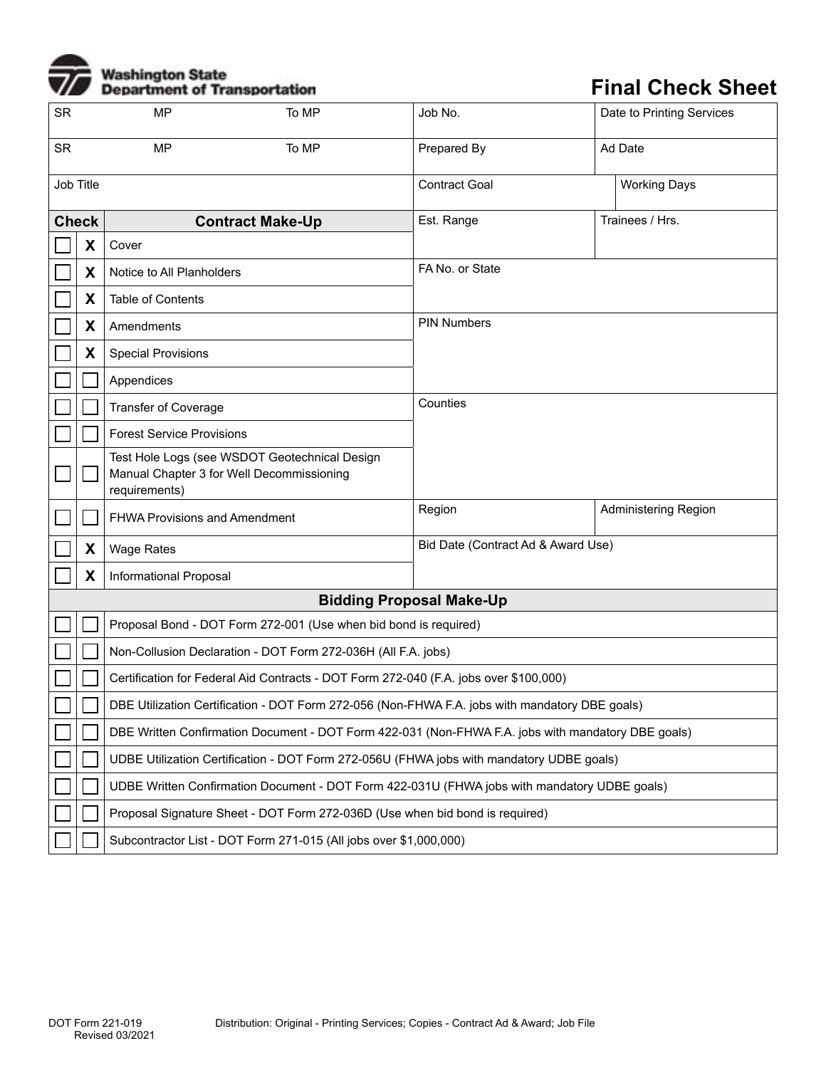Washington State Department of Transportation

# Final Check Sheet

| SR | MP | To MP | Job No. | Date to Printing Services |
|---|---|---|---|---|
| SR | MP | To MP | Prepared By | Ad Date |
| Job Title | | | Contract Goal | Working Days |

| Check | | Contract Make-Up | | |
|---|---|---|---|---|
| ☐ | X | Cover | Est. Range | Trainees / Hrs. |
| ☐ | X | Notice to All Planholders | FA No. or State | |
| ☐ | X | Table of Contents | | |
| ☐ | X | Amendments | PIN Numbers | |
| ☐ | X | Special Provisions | | |
| ☐ | ☐ | Appendices | | |
| ☐ | ☐ | Transfer of Coverage | Counties | |
| ☐ | ☐ | Forest Service Provisions | | |
| ☐ | ☐ | Test Hole Logs (see WSDOT Geotechnical Design Manual Chapter 3 for Well Decommissioning requirements) | | |
| ☐ | ☐ | FHWA Provisions and Amendment | Region | Administering Region |
| ☐ | X | Wage Rates | Bid Date (Contract Ad & Award Use) | |
| ☐ | X | Informational Proposal | | |

| | | Bidding Proposal Make-Up |
|---|---|---|
| ☐ | ☐ | Proposal Bond - DOT Form 272-001 (Use when bid bond is required) |
| ☐ | ☐ | Non-Collusion Declaration - DOT Form 272-036H (All F.A. jobs) |
| ☐ | ☐ | Certification for Federal Aid Contracts - DOT Form 272-040 (F.A. jobs over $100,000) |
| ☐ | ☐ | DBE Utilization Certification - DOT Form 272-056 (Non-FHWA F.A. jobs with mandatory DBE goals) |
| ☐ | ☐ | DBE Written Confirmation Document - DOT Form 422-031 (Non-FHWA F.A. jobs with mandatory DBE goals) |
| ☐ | ☐ | UDBE Utilization Certification - DOT Form 272-056U (FHWA jobs with mandatory UDBE goals) |
| ☐ | ☐ | UDBE Written Confirmation Document - DOT Form 422-031U (FHWA jobs with mandatory UDBE goals) |
| ☐ | ☐ | Proposal Signature Sheet - DOT Form 272-036D (Use when bid bond is required) |
| ☐ | ☐ | Subcontractor List - DOT Form 271-015 (All jobs over $1,000,000) |

DOT Form 221-019
Revised 03/2021

Distribution: Original - Printing Services; Copies - Contract Ad & Award; Job File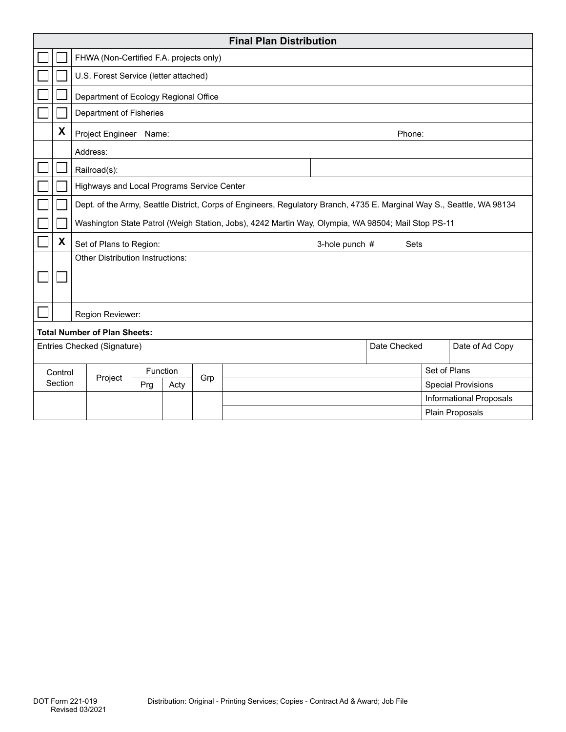## Final Plan Distribution

| | | |
|---|---|---|
| ☐ | ☐ | FHWA (Non-Certified F.A. projects only) |
| ☐ | ☐ | U.S. Forest Service (letter attached) |
| ☐ | ☐ | Department of Ecology Regional Office |
| ☐ | ☐ | Department of Fisheries |
| | X | Project Engineer Name: Phone: |
| | | Address: |
| ☐ | ☐ | Railroad(s): |
| ☐ | ☐ | Highways and Local Programs Service Center |
| ☐ | ☐ | Dept. of the Army, Seattle District, Corps of Engineers, Regulatory Branch, 4735 E. Marginal Way S., Seattle, WA 98134 |
| ☐ | ☐ | Washington State Patrol (Weigh Station, Jobs), 4242 Martin Way, Olympia, WA 98504; Mail Stop PS-11 |
| ☐ | X | Set of Plans to Region: 3-hole punch # Sets |
| ☐ | ☐ | Other Distribution Instructions: |
| ☐ | | Region Reviewer: |

**Total Number of Plan Sheets:**

| Entries Checked (Signature) | Date Checked | Date of Ad Copy |
|---|---|---|
| | | |

| Control Section | Project | Function | | Grp | | |
|---|---|---|---|---|---|---|
| | | Prg | Acty | | | Set of Plans |
| | | | | | | Special Provisions |
| | | | | | | Informational Proposals |
| | | | | | | Plain Proposals |

DOT Form 221-019
Revised 03/2021

Distribution: Original - Printing Services; Copies - Contract Ad & Award; Job File